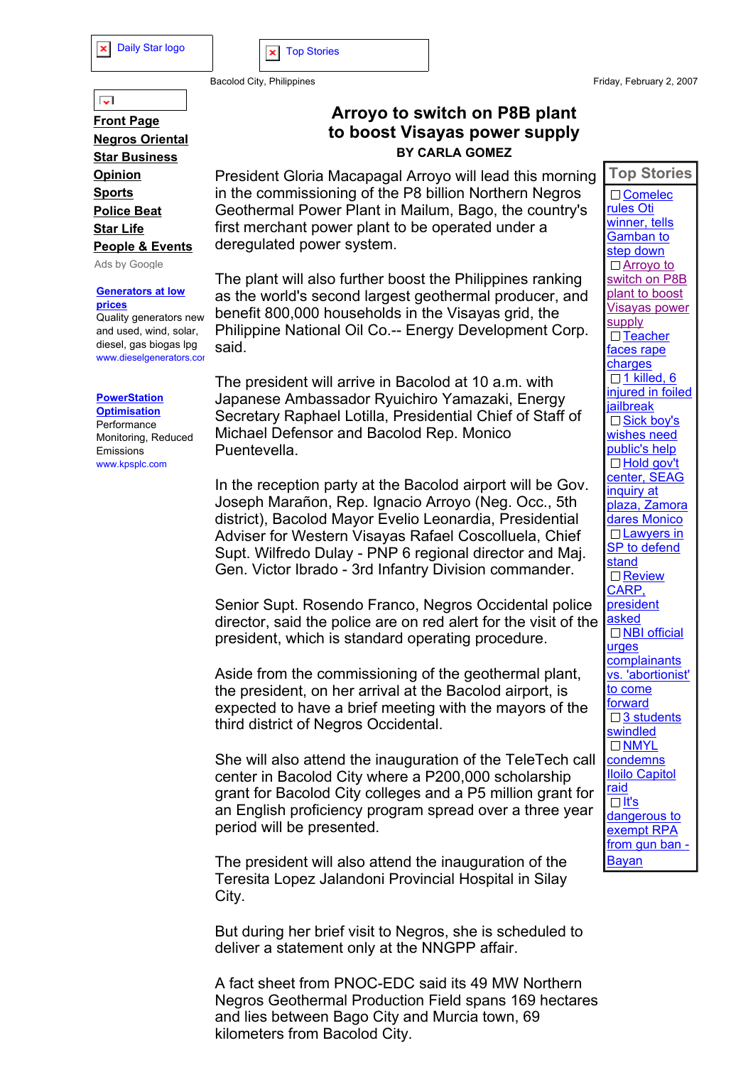Daily Star logo

Top Stories

Bacolod City, Philippines

Friday, February 2, 2007

**Front Page**
**Negros Oriental**
**Star Business**
**Opinion**
**Sports**
**Police Beat**
**Star Life**
**People & Events**

Ads by Google

**Generators at low prices**
Quality generators new and used, wind, solar, diesel, gas biogas lpg
www.dieselgenerators.com

**PowerStation Optimisation**
Performance Monitoring, Reduced Emissions
www.kpsplc.com

# Arroyo to switch on P8B plant to boost Visayas power supply

**BY CARLA GOMEZ**

President Gloria Macapagal Arroyo will lead this morning in the commissioning of the P8 billion Northern Negros Geothermal Power Plant in Mailum, Bago, the country's first merchant power plant to be operated under a deregulated power system.

The plant will also further boost the Philippines ranking as the world's second largest geothermal producer, and benefit 800,000 households in the Visayas grid, the Philippine National Oil Co.-- Energy Development Corp. said.

The president will arrive in Bacolod at 10 a.m. with Japanese Ambassador Ryuichiro Yamazaki, Energy Secretary Raphael Lotilla, Presidential Chief of Staff of Michael Defensor and Bacolod Rep. Monico Puentevella.

In the reception party at the Bacolod airport will be Gov. Joseph Marañon, Rep. Ignacio Arroyo (Neg. Occ., 5th district), Bacolod Mayor Evelio Leonardia, Presidential Adviser for Western Visayas Rafael Coscolluela, Chief Supt. Wilfredo Dulay - PNP 6 regional director and Maj. Gen. Victor Ibrado - 3rd Infantry Division commander.

Senior Supt. Rosendo Franco, Negros Occidental police director, said the police are on red alert for the visit of the president, which is standard operating procedure.

Aside from the commissioning of the geothermal plant, the president, on her arrival at the Bacolod airport, is expected to have a brief meeting with the mayors of the third district of Negros Occidental.

She will also attend the inauguration of the TeleTech call center in Bacolod City where a P200,000 scholarship grant for Bacolod City colleges and a P5 million grant for an English proficiency program spread over a three year period will be presented.

The president will also attend the inauguration of the Teresita Lopez Jalandoni Provincial Hospital in Silay City.

But during her brief visit to Negros, she is scheduled to deliver a statement only at the NNGPP affair.

A fact sheet from PNOC-EDC said its 49 MW Northern Negros Geothermal Production Field spans 169 hectares and lies between Bago City and Murcia town, 69 kilometers from Bacolod City.

## Top Stories

- Comelec rules Oti winner, tells Gamban to step down
- Arroyo to switch on P8B plant to boost Visayas power supply
- Teacher faces rape charges
- 1 killed, 6 injured in foiled jailbreak
- Sick boy's wishes need public's help
- Hold gov't center, SEAG inquiry at plaza, Zamora dares Monico
- Lawyers in SP to defend stand
- Review CARP, president asked
- NBI official urges complainants vs. 'abortionist' to come forward
- 3 students swindled
- NMYL condemns Iloilo Capitol raid
- It's dangerous to exempt RPA from gun ban - Bayan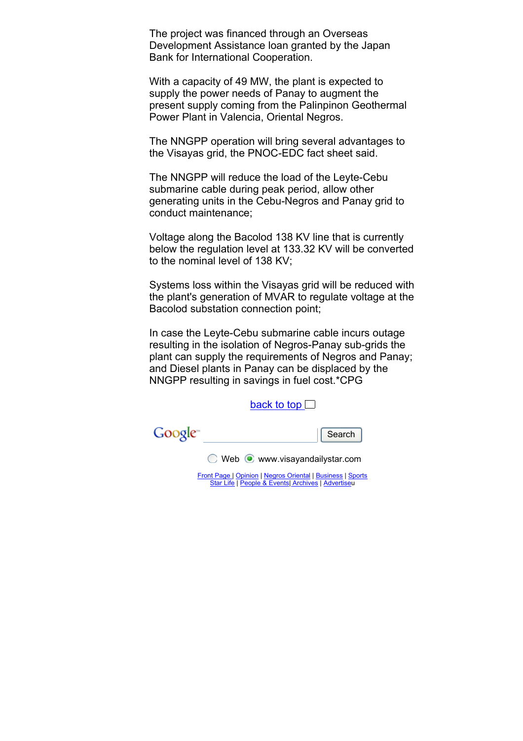The project was financed through an Overseas Development Assistance loan granted by the Japan Bank for International Cooperation.

With a capacity of 49 MW, the plant is expected to supply the power needs of Panay to augment the present supply coming from the Palinpinon Geothermal Power Plant in Valencia, Oriental Negros.

The NNGPP operation will bring several advantages to the Visayas grid, the PNOC-EDC fact sheet said.

The NNGPP will reduce the load of the Leyte-Cebu submarine cable during peak period, allow other generating units in the Cebu-Negros and Panay grid to conduct maintenance;

Voltage along the Bacolod 138 KV line that is currently below the regulation level at 133.32 KV will be converted to the nominal level of 138 KV;

Systems loss within the Visayas grid will be reduced with the plant's generation of MVAR to regulate voltage at the Bacolod substation connection point;

In case the Leyte-Cebu submarine cable incurs outage resulting in the isolation of Negros-Panay sub-grids the plant can supply the requirements of Negros and Panay; and Diesel plants in Panay can be displaced by the NNGPP resulting in savings in fuel cost.*CPG

back to top

Google Search

Web www.visayandailystar.com

Front Page | Opinion | Negros Oriental | Business | Sports
Star Life | People & Events| Archives | Advertiseu